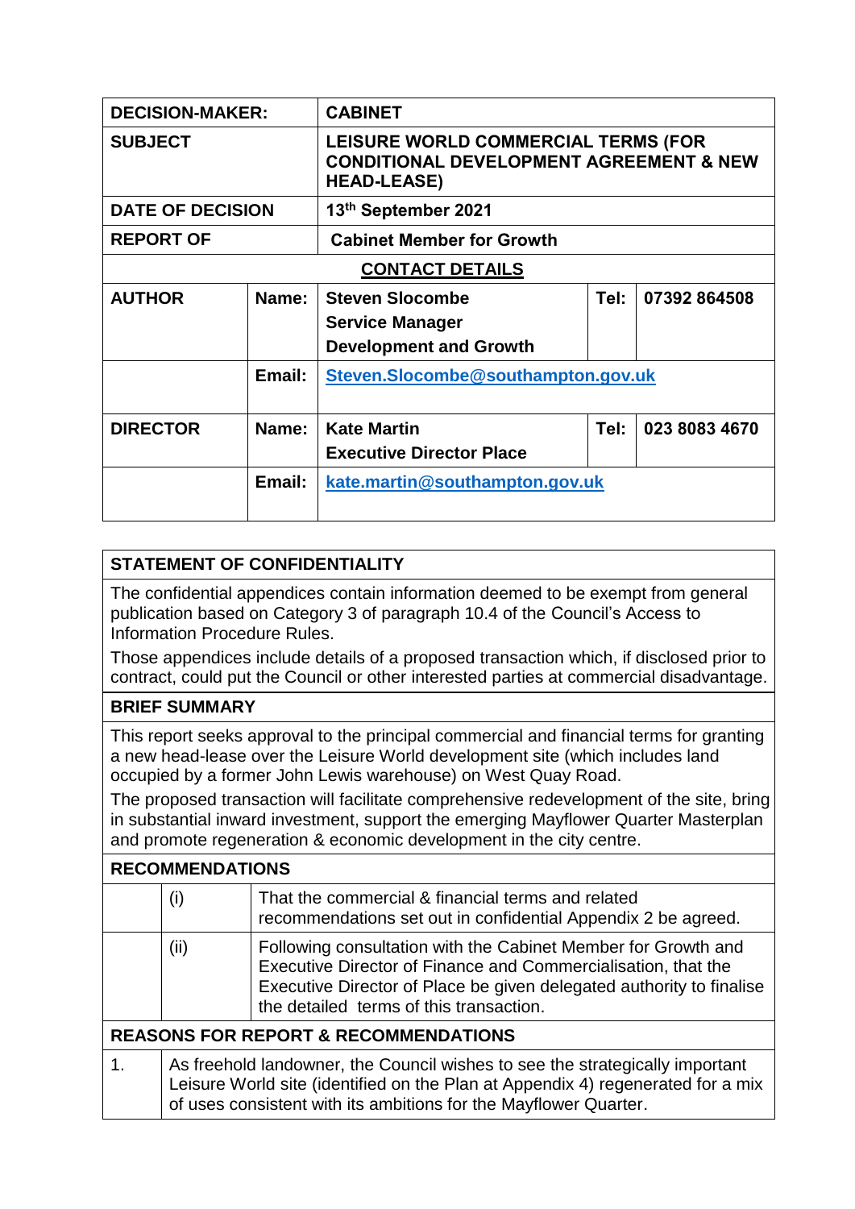| DECISION-MAKER: | | CABINET | | |
|---|---|---|---|---|
| **SUBJECT** | | **LEISURE WORLD COMMERCIAL TERMS (FOR CONDITIONAL DEVELOPMENT AGREEMENT & NEW HEAD-LEASE)** | | |
| **DATE OF DECISION** | | **13th September 2021** | | |
| **REPORT OF** | | **Cabinet Member for Growth** | | |
| **CONTACT DETAILS** | | | | |
| **AUTHOR** | **Name:** | **Steven Slocombe**<br>**Service Manager**<br>**Development and Growth** | **Tel:** | **07392 864508** |
| | **Email:** | **Steven.Slocombe@southampton.gov.uk** | | |
| **DIRECTOR** | **Name:** | **Kate Martin**<br>**Executive Director Place** | **Tel:** | **023 8083 4670** |
| | **Email:** | **kate.martin@southampton.gov.uk** | | |

## STATEMENT OF CONFIDENTIALITY

The confidential appendices contain information deemed to be exempt from general publication based on Category 3 of paragraph 10.4 of the Council's Access to Information Procedure Rules.

Those appendices include details of a proposed transaction which, if disclosed prior to contract, could put the Council or other interested parties at commercial disadvantage.

## BRIEF SUMMARY

This report seeks approval to the principal commercial and financial terms for granting a new head-lease over the Leisure World development site (which includes land occupied by a former John Lewis warehouse) on West Quay Road.

The proposed transaction will facilitate comprehensive redevelopment of the site, bring in substantial inward investment, support the emerging Mayflower Quarter Masterplan and promote regeneration & economic development in the city centre.

## RECOMMENDATIONS

| | |
|---|---|
| (i) | That the commercial & financial terms and related recommendations set out in confidential Appendix 2 be agreed. |
| (ii) | Following consultation with the Cabinet Member for Growth and Executive Director of Finance and Commercialisation, that the Executive Director of Place be given delegated authority to finalise the detailed terms of this transaction. |

## REASONS FOR REPORT & RECOMMENDATIONS

| | |
|---|---|
| 1. | As freehold landowner, the Council wishes to see the strategically important Leisure World site (identified on the Plan at Appendix 4) regenerated for a mix of uses consistent with its ambitions for the Mayflower Quarter. |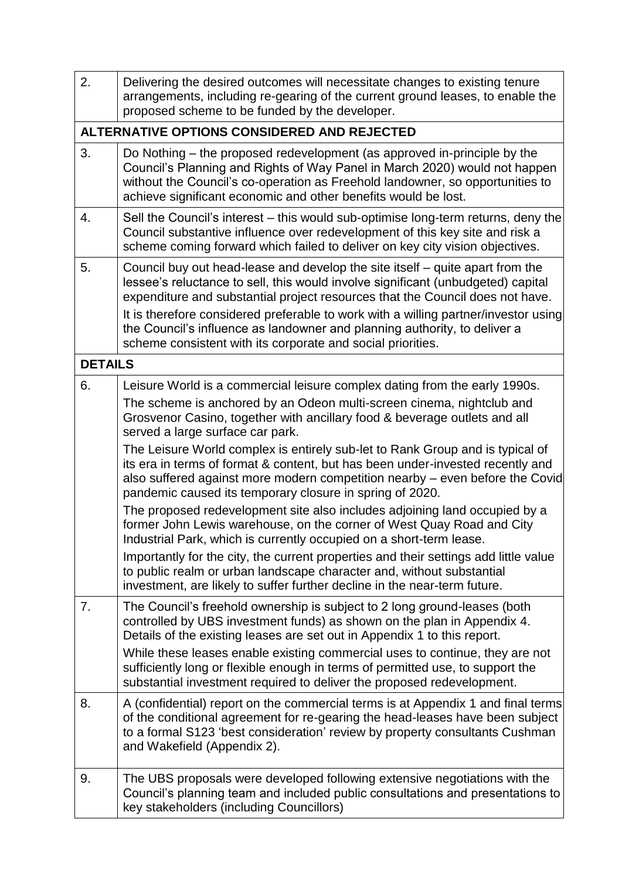| 2. | Delivering the desired outcomes will necessitate changes to existing tenure arrangements, including re-gearing of the current ground leases, to enable the proposed scheme to be funded by the developer. |
|---|---|
| **ALTERNATIVE OPTIONS CONSIDERED AND REJECTED** | |
| 3. | Do Nothing – the proposed redevelopment (as approved in-principle by the Council's Planning and Rights of Way Panel in March 2020) would not happen without the Council's co-operation as Freehold landowner, so opportunities to achieve significant economic and other benefits would be lost. |
| 4. | Sell the Council's interest – this would sub-optimise long-term returns, deny the Council substantive influence over redevelopment of this key site and risk a scheme coming forward which failed to deliver on key city vision objectives. |
| 5. | Council buy out head-lease and develop the site itself – quite apart from the lessee's reluctance to sell, this would involve significant (unbudgeted) capital expenditure and substantial project resources that the Council does not have.<br>It is therefore considered preferable to work with a willing partner/investor using the Council's influence as landowner and planning authority, to deliver a scheme consistent with its corporate and social priorities. |
| **DETAILS** | |
| 6. | Leisure World is a commercial leisure complex dating from the early 1990s.<br>The scheme is anchored by an Odeon multi-screen cinema, nightclub and Grosvenor Casino, together with ancillary food & beverage outlets and all served a large surface car park.<br>The Leisure World complex is entirely sub-let to Rank Group and is typical of its era in terms of format & content, but has been under-invested recently and also suffered against more modern competition nearby – even before the Covid pandemic caused its temporary closure in spring of 2020.<br>The proposed redevelopment site also includes adjoining land occupied by a former John Lewis warehouse, on the corner of West Quay Road and City Industrial Park, which is currently occupied on a short-term lease.<br>Importantly for the city, the current properties and their settings add little value to public realm or urban landscape character and, without substantial investment, are likely to suffer further decline in the near-term future. |
| 7. | The Council's freehold ownership is subject to 2 long ground-leases (both controlled by UBS investment funds) as shown on the plan in Appendix 4. Details of the existing leases are set out in Appendix 1 to this report.<br>While these leases enable existing commercial uses to continue, they are not sufficiently long or flexible enough in terms of permitted use, to support the substantial investment required to deliver the proposed redevelopment. |
| 8. | A (confidential) report on the commercial terms is at Appendix 1 and final terms of the conditional agreement for re-gearing the head-leases have been subject to a formal S123 'best consideration' review by property consultants Cushman and Wakefield (Appendix 2). |
| 9. | The UBS proposals were developed following extensive negotiations with the Council's planning team and included public consultations and presentations to key stakeholders (including Councillors) |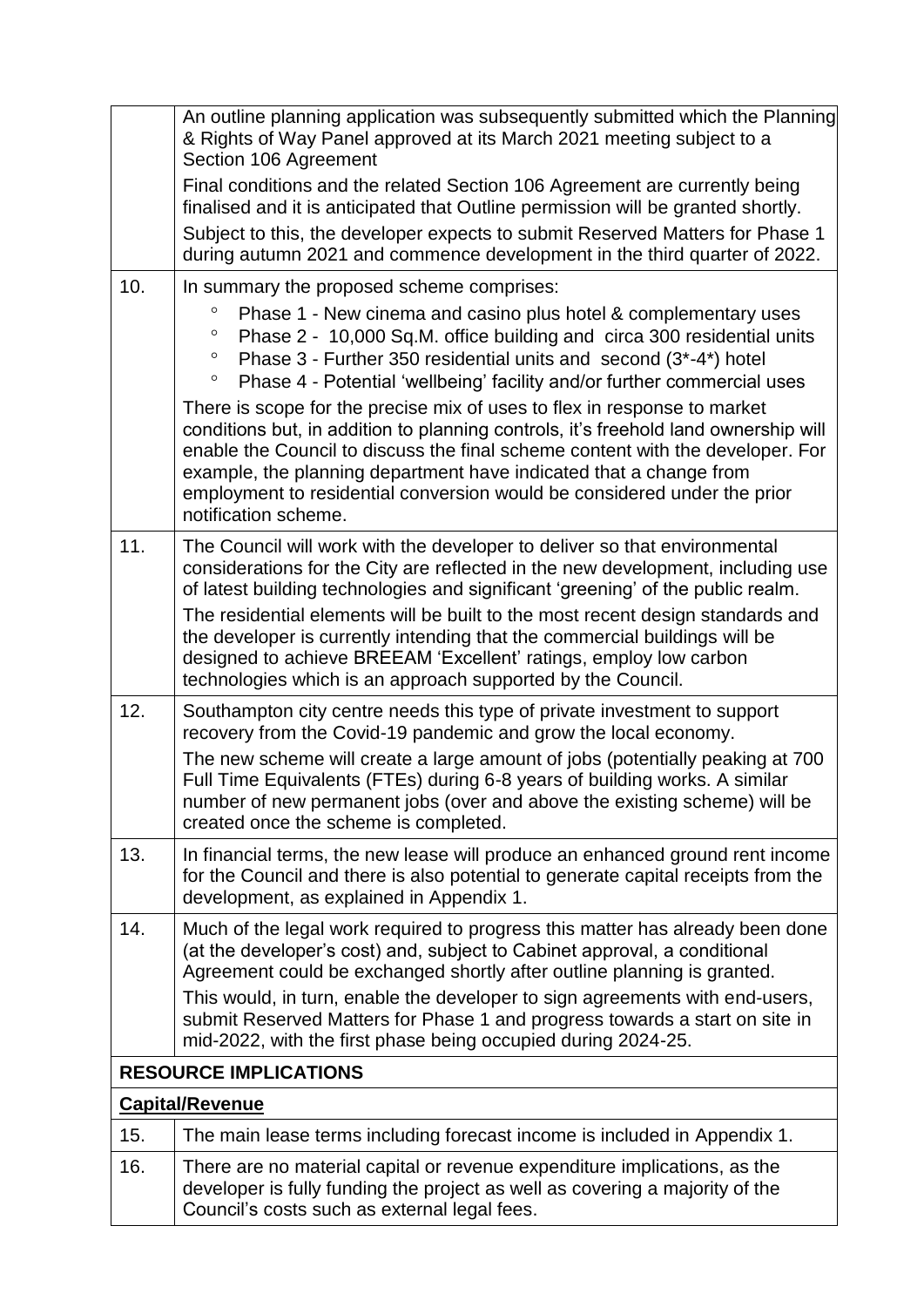| | |
|---|---|
| | An outline planning application was subsequently submitted which the Planning & Rights of Way Panel approved at its March 2021 meeting subject to a Section 106 Agreement<br><br>Final conditions and the related Section 106 Agreement are currently being finalised and it is anticipated that Outline permission will be granted shortly.<br><br>Subject to this, the developer expects to submit Reserved Matters for Phase 1 during autumn 2021 and commence development in the third quarter of 2022. |
| 10. | In summary the proposed scheme comprises:<br><br>° Phase 1 - New cinema and casino plus hotel & complementary uses<br>° Phase 2 - 10,000 Sq.M. office building and circa 300 residential units<br>° Phase 3 - Further 350 residential units and second (3*-4*) hotel<br>° Phase 4 - Potential 'wellbeing' facility and/or further commercial uses<br><br>There is scope for the precise mix of uses to flex in response to market conditions but, in addition to planning controls, it's freehold land ownership will enable the Council to discuss the final scheme content with the developer. For example, the planning department have indicated that a change from employment to residential conversion would be considered under the prior notification scheme. |
| 11. | The Council will work with the developer to deliver so that environmental considerations for the City are reflected in the new development, including use of latest building technologies and significant 'greening' of the public realm.<br><br>The residential elements will be built to the most recent design standards and the developer is currently intending that the commercial buildings will be designed to achieve BREEAM 'Excellent' ratings, employ low carbon technologies which is an approach supported by the Council. |
| 12. | Southampton city centre needs this type of private investment to support recovery from the Covid-19 pandemic and grow the local economy.<br><br>The new scheme will create a large amount of jobs (potentially peaking at 700 Full Time Equivalents (FTEs) during 6-8 years of building works. A similar number of new permanent jobs (over and above the existing scheme) will be created once the scheme is completed. |
| 13. | In financial terms, the new lease will produce an enhanced ground rent income for the Council and there is also potential to generate capital receipts from the development, as explained in Appendix 1. |
| 14. | Much of the legal work required to progress this matter has already been done (at the developer's cost) and, subject to Cabinet approval, a conditional Agreement could be exchanged shortly after outline planning is granted.<br><br>This would, in turn, enable the developer to sign agreements with end-users, submit Reserved Matters for Phase 1 and progress towards a start on site in mid-2022, with the first phase being occupied during 2024-25. |
| **RESOURCE IMPLICATIONS** | |
| **Capital/Revenue** | |
| 15. | The main lease terms including forecast income is included in Appendix 1. |
| 16. | There are no material capital or revenue expenditure implications, as the developer is fully funding the project as well as covering a majority of the Council's costs such as external legal fees. |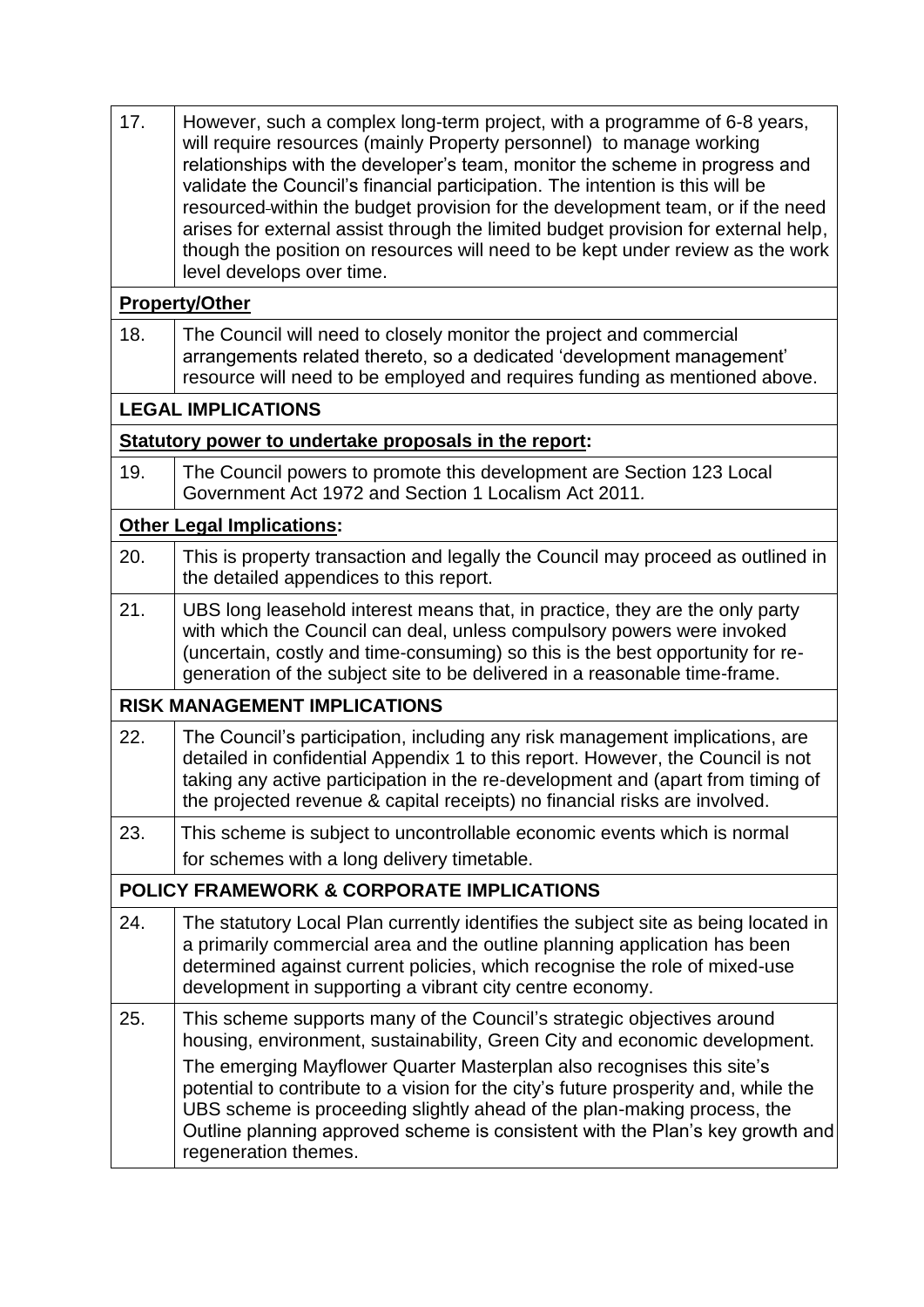| | |
|---|---|
| 17. | However, such a complex long-term project, with a programme of 6-8 years, will require resources (mainly Property personnel) to manage working relationships with the developer's team, monitor the scheme in progress and validate the Council's financial participation. The intention is this will be resourced within the budget provision for the development team, or if the need arises for external assist through the limited budget provision for external help, though the position on resources will need to be kept under review as the work level develops over time. |
| **Property/Other** | |
| 18. | The Council will need to closely monitor the project and commercial arrangements related thereto, so a dedicated 'development management' resource will need to be employed and requires funding as mentioned above. |
| **LEGAL IMPLICATIONS** | |
| **Statutory power to undertake proposals in the report:** | |
| 19. | The Council powers to promote this development are Section 123 Local Government Act 1972 and Section 1 Localism Act 2011. |
| **Other Legal Implications:** | |
| 20. | This is property transaction and legally the Council may proceed as outlined in the detailed appendices to this report. |
| 21. | UBS long leasehold interest means that, in practice, they are the only party with which the Council can deal, unless compulsory powers were invoked (uncertain, costly and time-consuming) so this is the best opportunity for re-generation of the subject site to be delivered in a reasonable time-frame. |
| **RISK MANAGEMENT IMPLICATIONS** | |
| 22. | The Council's participation, including any risk management implications, are detailed in confidential Appendix 1 to this report. However, the Council is not taking any active participation in the re-development and (apart from timing of the projected revenue & capital receipts) no financial risks are involved. |
| 23. | This scheme is subject to uncontrollable economic events which is normal for schemes with a long delivery timetable. |
| **POLICY FRAMEWORK & CORPORATE IMPLICATIONS** | |
| 24. | The statutory Local Plan currently identifies the subject site as being located in a primarily commercial area and the outline planning application has been determined against current policies, which recognise the role of mixed-use development in supporting a vibrant city centre economy. |
| 25. | This scheme supports many of the Council's strategic objectives around housing, environment, sustainability, Green City and economic development. The emerging Mayflower Quarter Masterplan also recognises this site's potential to contribute to a vision for the city's future prosperity and, while the UBS scheme is proceeding slightly ahead of the plan-making process, the Outline planning approved scheme is consistent with the Plan's key growth and regeneration themes. |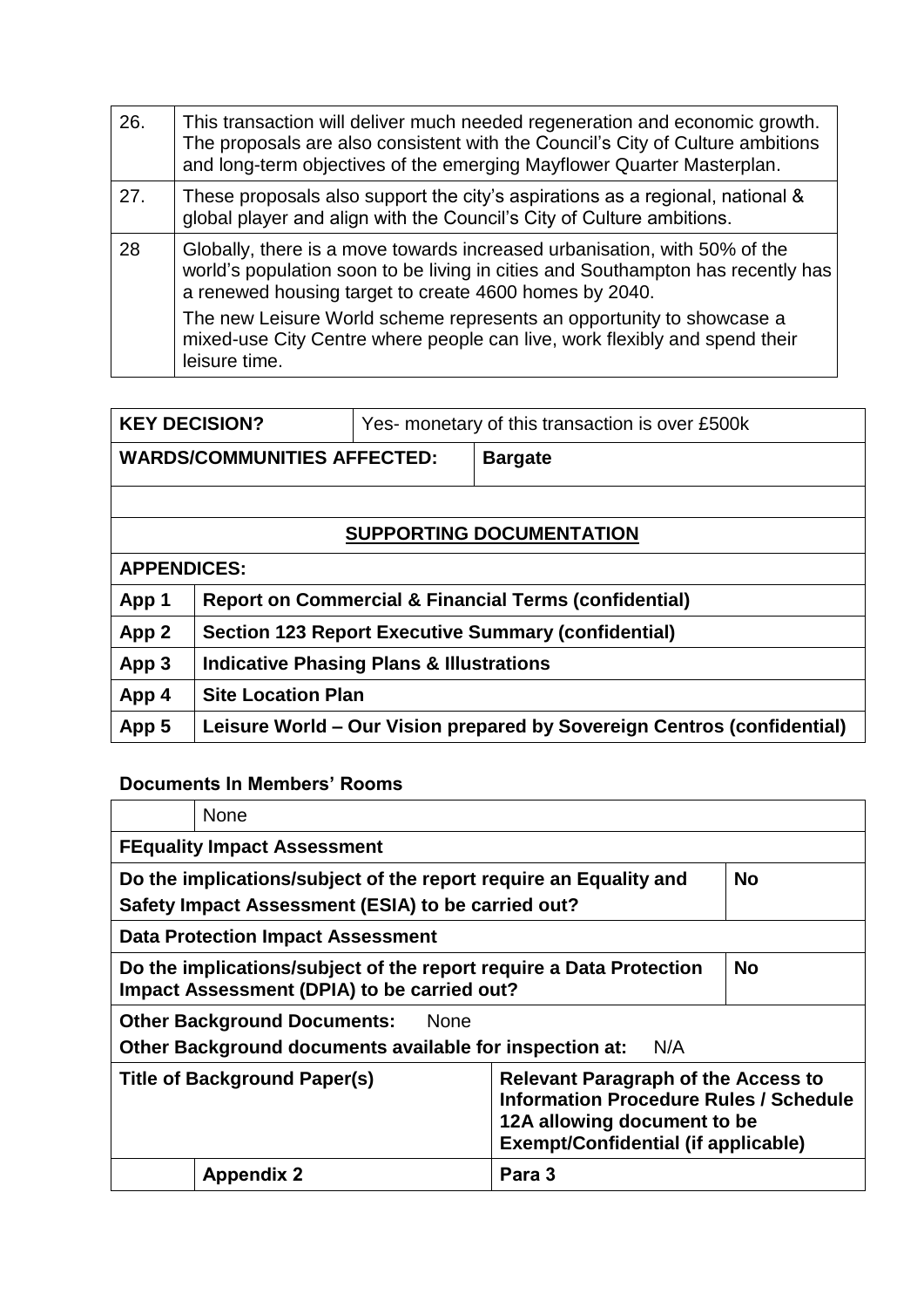| | |
|---|---|
| 26. | This transaction will deliver much needed regeneration and economic growth. The proposals are also consistent with the Council's City of Culture ambitions and long-term objectives of the emerging Mayflower Quarter Masterplan. |
| 27. | These proposals also support the city's aspirations as a regional, national & global player and align with the Council's City of Culture ambitions. |
| 28 | Globally, there is a move towards increased urbanisation, with 50% of the world's population soon to be living in cities and Southampton has recently has a renewed housing target to create 4600 homes by 2040.<br>The new Leisure World scheme represents an opportunity to showcase a mixed-use City Centre where people can live, work flexibly and spend their leisure time. |

| | |
|---|---|
| **KEY DECISION?** | Yes- monetary of this transaction is over £500k |
| **WARDS/COMMUNITIES AFFECTED:** | **Bargate** |

**SUPPORTING DOCUMENTATION**

**APPENDICES:**

| | |
|---|---|
| **App 1** | **Report on Commercial & Financial Terms (confidential)** |
| **App 2** | **Section 123 Report Executive Summary (confidential)** |
| **App 3** | **Indicative Phasing Plans & Illustrations** |
| **App 4** | **Site Location Plan** |
| **App 5** | **Leisure World – Our Vision prepared by Sovereign Centros (confidential)** |

### Documents In Members' Rooms

| | |
|---|---|
| | None |

**FEquality Impact Assessment**

| | |
|---|---|
| **Do the implications/subject of the report require an Equality and Safety Impact Assessment (ESIA) to be carried out?** | **No** |

**Data Protection Impact Assessment**

| | |
|---|---|
| **Do the implications/subject of the report require a Data Protection Impact Assessment (DPIA) to be carried out?** | **No** |

**Other Background Documents:** None

**Other Background documents available for inspection at:** N/A

| | | |
|---|---|---|
| **Title of Background Paper(s)** | | **Relevant Paragraph of the Access to Information Procedure Rules / Schedule 12A allowing document to be Exempt/Confidential (if applicable)** |
| | **Appendix 2** | **Para 3** |